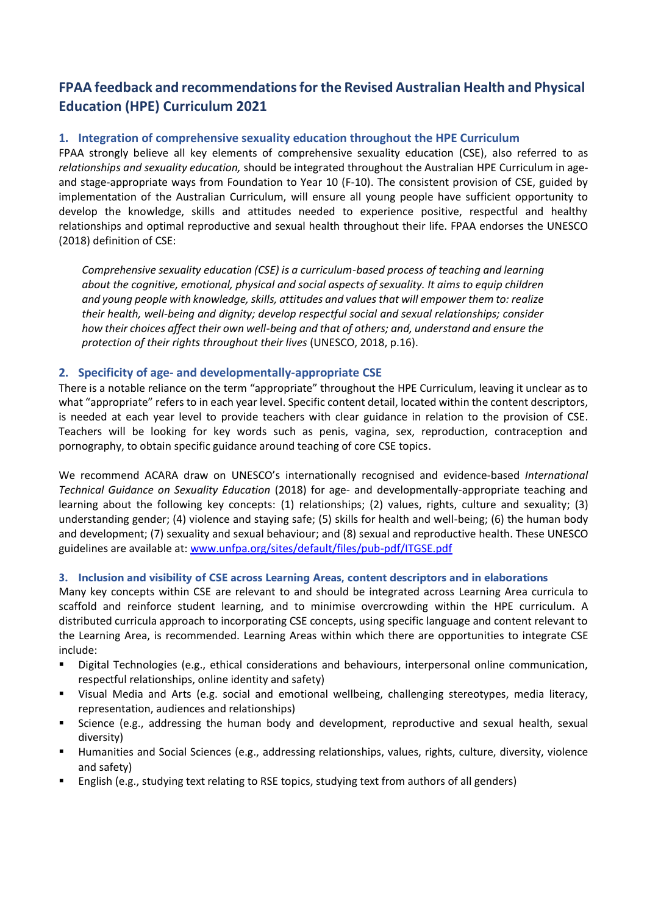# FPAA feedback and recommendations for the Revised Australian Health and Physical Education (HPE) Curriculum 2021

## 1. Integration of comprehensive sexuality education throughout the HPE Curriculum

FPAA strongly believe all key elements of comprehensive sexuality education (CSE), also referred to as *relationships and sexuality education,* should be integrated throughout the Australian HPE Curriculum in age- and stage-appropriate ways from Foundation to Year 10 (F-10). The consistent provision of CSE, guided by implementation of the Australian Curriculum, will ensure all young people have sufficient opportunity to develop the knowledge, skills and attitudes needed to experience positive, respectful and healthy relationships and optimal reproductive and sexual health throughout their life. FPAA endorses the UNESCO (2018) definition of CSE:

> *Comprehensive sexuality education (CSE) is a curriculum-based process of teaching and learning about the cognitive, emotional, physical and social aspects of sexuality. It aims to equip children and young people with knowledge, skills, attitudes and values that will empower them to: realize their health, well-being and dignity; develop respectful social and sexual relationships; consider how their choices affect their own well-being and that of others; and, understand and ensure the protection of their rights throughout their lives* (UNESCO, 2018, p.16).

## 2. Specificity of age- and developmentally-appropriate CSE

There is a notable reliance on the term "appropriate" throughout the HPE Curriculum, leaving it unclear as to what "appropriate" refers to in each year level. Specific content detail, located within the content descriptors, is needed at each year level to provide teachers with clear guidance in relation to the provision of CSE. Teachers will be looking for key words such as penis, vagina, sex, reproduction, contraception and pornography, to obtain specific guidance around teaching of core CSE topics.

We recommend ACARA draw on UNESCO's internationally recognised and evidence-based *International Technical Guidance on Sexuality Education* (2018) for age- and developmentally-appropriate teaching and learning about the following key concepts: (1) relationships; (2) values, rights, culture and sexuality; (3) understanding gender; (4) violence and staying safe; (5) skills for health and well-being; (6) the human body and development; (7) sexuality and sexual behaviour; and (8) sexual and reproductive health. These UNESCO guidelines are available at: www.unfpa.org/sites/default/files/pub-pdf/ITGSE.pdf

### 3. Inclusion and visibility of CSE across Learning Areas, content descriptors and in elaborations

Many key concepts within CSE are relevant to and should be integrated across Learning Area curricula to scaffold and reinforce student learning, and to minimise overcrowding within the HPE curriculum. A distributed curricula approach to incorporating CSE concepts, using specific language and content relevant to the Learning Area, is recommended. Learning Areas within which there are opportunities to integrate CSE include:

- Digital Technologies (e.g., ethical considerations and behaviours, interpersonal online communication, respectful relationships, online identity and safety)
- Visual Media and Arts (e.g. social and emotional wellbeing, challenging stereotypes, media literacy, representation, audiences and relationships)
- Science (e.g., addressing the human body and development, reproductive and sexual health, sexual diversity)
- Humanities and Social Sciences (e.g., addressing relationships, values, rights, culture, diversity, violence and safety)
- English (e.g., studying text relating to RSE topics, studying text from authors of all genders)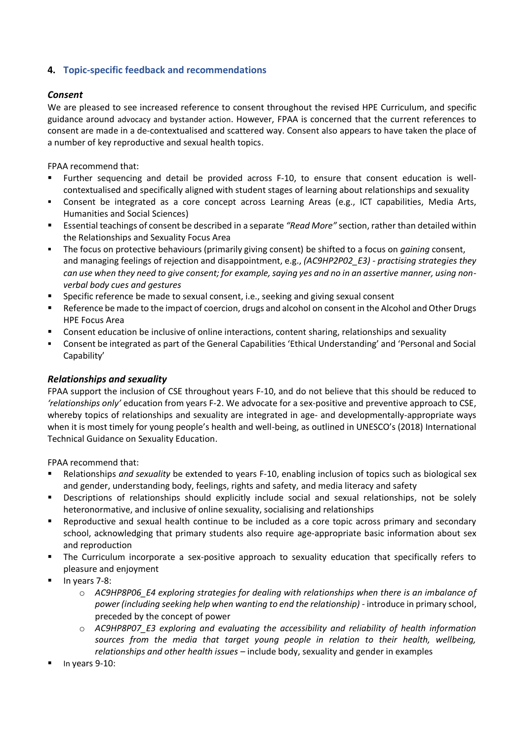## 4. Topic-specific feedback and recommendations

### *Consent*

We are pleased to see increased reference to consent throughout the revised HPE Curriculum, and specific guidance around advocacy and bystander action. However, FPAA is concerned that the current references to consent are made in a de-contextualised and scattered way. Consent also appears to have taken the place of a number of key reproductive and sexual health topics.

FPAA recommend that:

- Further sequencing and detail be provided across F-10, to ensure that consent education is well-contextualised and specifically aligned with student stages of learning about relationships and sexuality
- Consent be integrated as a core concept across Learning Areas (e.g., ICT capabilities, Media Arts, Humanities and Social Sciences)
- Essential teachings of consent be described in a separate *"Read More"* section, rather than detailed within the Relationships and Sexuality Focus Area
- The focus on protective behaviours (primarily giving consent) be shifted to a focus on *gaining* consent, and managing feelings of rejection and disappointment, e.g., *(AC9HP2P02_E3) - practising strategies they can use when they need to give consent; for example, saying yes and no in an assertive manner, using non-verbal body cues and gestures*
- Specific reference be made to sexual consent, i.e., seeking and giving sexual consent
- Reference be made to the impact of coercion, drugs and alcohol on consent in the Alcohol and Other Drugs HPE Focus Area
- Consent education be inclusive of online interactions, content sharing, relationships and sexuality
- Consent be integrated as part of the General Capabilities 'Ethical Understanding' and 'Personal and Social Capability'

### *Relationships and sexuality*

FPAA support the inclusion of CSE throughout years F-10, and do not believe that this should be reduced to *'relationships only'* education from years F-2. We advocate for a sex-positive and preventive approach to CSE, whereby topics of relationships and sexuality are integrated in age- and developmentally-appropriate ways when it is most timely for young people's health and well-being, as outlined in UNESCO's (2018) International Technical Guidance on Sexuality Education.

FPAA recommend that:

- Relationships *and sexuality* be extended to years F-10, enabling inclusion of topics such as biological sex and gender, understanding body, feelings, rights and safety, and media literacy and safety
- Descriptions of relationships should explicitly include social and sexual relationships, not be solely heteronormative, and inclusive of online sexuality, socialising and relationships
- Reproductive and sexual health continue to be included as a core topic across primary and secondary school, acknowledging that primary students also require age-appropriate basic information about sex and reproduction
- The Curriculum incorporate a sex-positive approach to sexuality education that specifically refers to pleasure and enjoyment
- In years 7-8:
  - *AC9HP8P06_E4 exploring strategies for dealing with relationships when there is an imbalance of power (including seeking help when wanting to end the relationship)* - introduce in primary school, preceded by the concept of power
  - *AC9HP8P07_E3 exploring and evaluating the accessibility and reliability of health information sources from the media that target young people in relation to their health, wellbeing, relationships and other health issues* – include body, sexuality and gender in examples
- In years 9-10: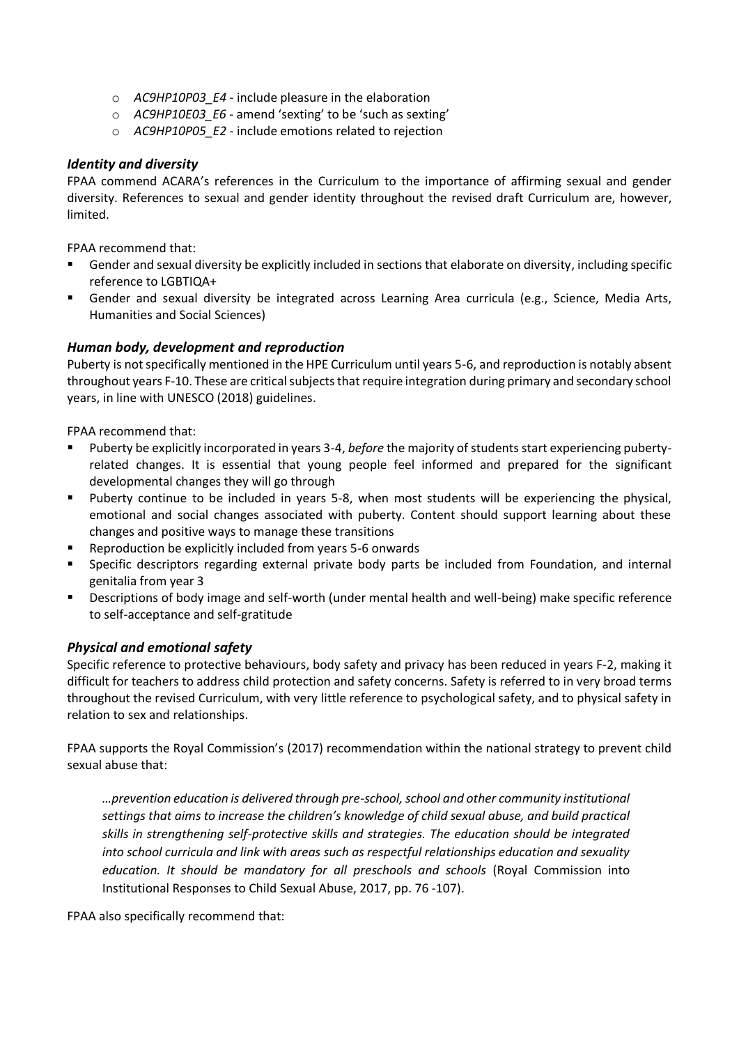- *AC9HP10P03_E4* - include pleasure in the elaboration
- *AC9HP10E03_E6* - amend 'sexting' to be 'such as sexting'
- *AC9HP10P05_E2* - include emotions related to rejection

### *Identity and diversity*

FPAA commend ACARA's references in the Curriculum to the importance of affirming sexual and gender diversity. References to sexual and gender identity throughout the revised draft Curriculum are, however, limited.

FPAA recommend that:

- Gender and sexual diversity be explicitly included in sections that elaborate on diversity, including specific reference to LGBTIQA+
- Gender and sexual diversity be integrated across Learning Area curricula (e.g., Science, Media Arts, Humanities and Social Sciences)

### *Human body, development and reproduction*

Puberty is not specifically mentioned in the HPE Curriculum until years 5-6, and reproduction is notably absent throughout years F-10. These are critical subjects that require integration during primary and secondary school years, in line with UNESCO (2018) guidelines.

FPAA recommend that:

- Puberty be explicitly incorporated in years 3-4, *before* the majority of students start experiencing puberty-related changes. It is essential that young people feel informed and prepared for the significant developmental changes they will go through
- Puberty continue to be included in years 5-8, when most students will be experiencing the physical, emotional and social changes associated with puberty. Content should support learning about these changes and positive ways to manage these transitions
- Reproduction be explicitly included from years 5-6 onwards
- Specific descriptors regarding external private body parts be included from Foundation, and internal genitalia from year 3
- Descriptions of body image and self-worth (under mental health and well-being) make specific reference to self-acceptance and self-gratitude

### *Physical and emotional safety*

Specific reference to protective behaviours, body safety and privacy has been reduced in years F-2, making it difficult for teachers to address child protection and safety concerns. Safety is referred to in very broad terms throughout the revised Curriculum, with very little reference to psychological safety, and to physical safety in relation to sex and relationships.

FPAA supports the Royal Commission's (2017) recommendation within the national strategy to prevent child sexual abuse that:

> *…prevention education is delivered through pre-school, school and other community institutional settings that aims to increase the children's knowledge of child sexual abuse, and build practical skills in strengthening self-protective skills and strategies. The education should be integrated into school curricula and link with areas such as respectful relationships education and sexuality education. It should be mandatory for all preschools and schools* (Royal Commission into Institutional Responses to Child Sexual Abuse, 2017, pp. 76 -107).

FPAA also specifically recommend that: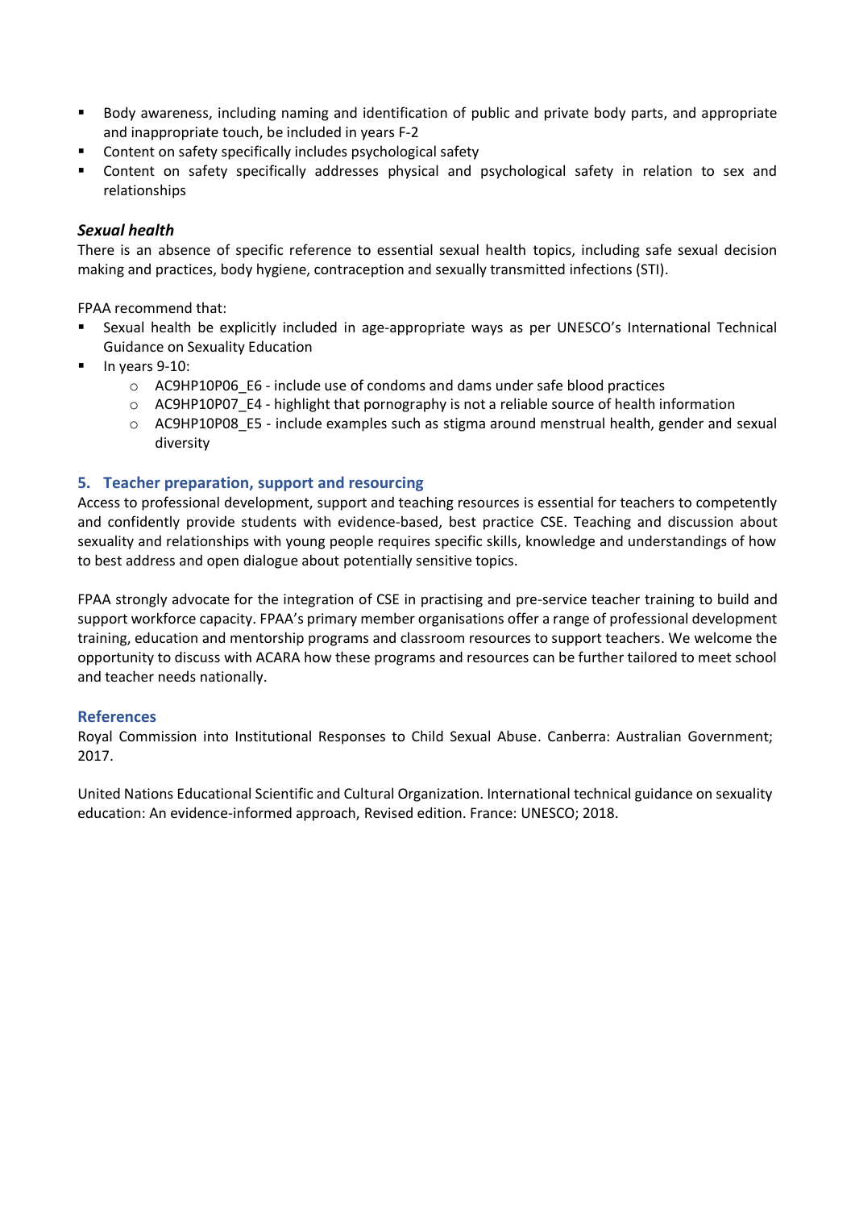- Body awareness, including naming and identification of public and private body parts, and appropriate and inappropriate touch, be included in years F-2
- Content on safety specifically includes psychological safety
- Content on safety specifically addresses physical and psychological safety in relation to sex and relationships

### *Sexual health*

There is an absence of specific reference to essential sexual health topics, including safe sexual decision making and practices, body hygiene, contraception and sexually transmitted infections (STI).

FPAA recommend that:

- Sexual health be explicitly included in age-appropriate ways as per UNESCO's International Technical Guidance on Sexuality Education
- In years 9-10:
    - AC9HP10P06_E6 - include use of condoms and dams under safe blood practices
    - AC9HP10P07_E4 - highlight that pornography is not a reliable source of health information
    - AC9HP10P08_E5 - include examples such as stigma around menstrual health, gender and sexual diversity

## 5. Teacher preparation, support and resourcing

Access to professional development, support and teaching resources is essential for teachers to competently and confidently provide students with evidence-based, best practice CSE. Teaching and discussion about sexuality and relationships with young people requires specific skills, knowledge and understandings of how to best address and open dialogue about potentially sensitive topics.

FPAA strongly advocate for the integration of CSE in practising and pre-service teacher training to build and support workforce capacity. FPAA's primary member organisations offer a range of professional development training, education and mentorship programs and classroom resources to support teachers. We welcome the opportunity to discuss with ACARA how these programs and resources can be further tailored to meet school and teacher needs nationally.

## References

Royal Commission into Institutional Responses to Child Sexual Abuse. Canberra: Australian Government; 2017.

United Nations Educational Scientific and Cultural Organization. International technical guidance on sexuality education: An evidence-informed approach, Revised edition. France: UNESCO; 2018.